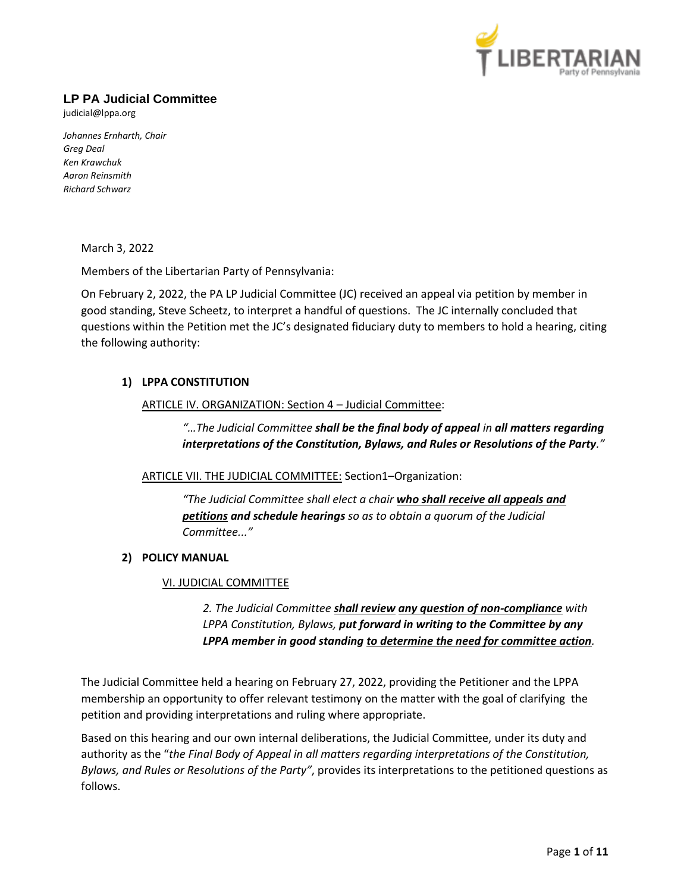## LP PA Judicial Committee

judicial@lppa.org

*Johannes Ernharth, Chair*
*Greg Deal*
*Ken Krawchuk*
*Aaron Reinsmith*
*Richard Schwarz*

March 3, 2022

Members of the Libertarian Party of Pennsylvania:

On February 2, 2022, the PA LP Judicial Committee (JC) received an appeal via petition by member in good standing, Steve Scheetz, to interpret a handful of questions. The JC internally concluded that questions within the Petition met the JC's designated fiduciary duty to members to hold a hearing, citing the following authority:

1) **LPPA CONSTITUTION**

   <u>ARTICLE IV. ORGANIZATION: Section 4 – Judicial Committee</u>:

   > *"…The Judicial Committee* ***shall be the final body of appeal*** *in* ***all matters regarding interpretations of the Constitution, Bylaws, and Rules or Resolutions of the Party****."*

   <u>ARTICLE VII. THE JUDICIAL COMMITTEE:</u> Section1–Organization:

   > *"The Judicial Committee shall elect a chair* ***<u>who shall receive all appeals and petitions</u> and schedule hearings*** *so as to obtain a quorum of the Judicial Committee..."*

2) **POLICY MANUAL**

   <u>VI. JUDICIAL COMMITTEE</u>

   > *2. The Judicial Committee* ***<u>shall review</u> <u>any question of non-compliance</u>*** *with LPPA Constitution, Bylaws,* ***put forward in writing to the Committee by any LPPA member in good standing <u>to determine the need for committee action</u>****.*

The Judicial Committee held a hearing on February 27, 2022, providing the Petitioner and the LPPA membership an opportunity to offer relevant testimony on the matter with the goal of clarifying the petition and providing interpretations and ruling where appropriate.

Based on this hearing and our own internal deliberations, the Judicial Committee, under its duty and authority as the "*the Final Body of Appeal in all matters regarding interpretations of the Constitution, Bylaws, and Rules or Resolutions of the Party"*, provides its interpretations to the petitioned questions as follows.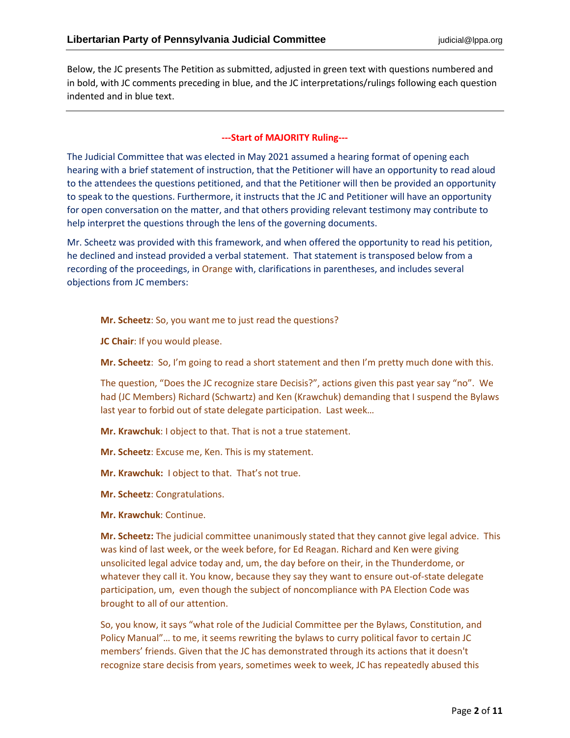Below, the JC presents The Petition as submitted, adjusted in green text with questions numbered and in bold, with JC comments preceding in blue, and the JC interpretations/rulings following each question indented and in blue text.

---

**---Start of MAJORITY Ruling---**

The Judicial Committee that was elected in May 2021 assumed a hearing format of opening each hearing with a brief statement of instruction, that the Petitioner will have an opportunity to read aloud to the attendees the questions petitioned, and that the Petitioner will then be provided an opportunity to speak to the questions. Furthermore, it instructs that the JC and Petitioner will have an opportunity for open conversation on the matter, and that others providing relevant testimony may contribute to help interpret the questions through the lens of the governing documents.

Mr. Scheetz was provided with this framework, and when offered the opportunity to read his petition, he declined and instead provided a verbal statement. That statement is transposed below from a recording of the proceedings, in Orange with, clarifications in parentheses, and includes several objections from JC members:

> **Mr. Scheetz**: So, you want me to just read the questions?
>
> **JC Chair**: If you would please.
>
> **Mr. Scheetz**: So, I'm going to read a short statement and then I'm pretty much done with this.
>
> The question, "Does the JC recognize stare Decisis?", actions given this past year say "no". We had (JC Members) Richard (Schwartz) and Ken (Krawchuk) demanding that I suspend the Bylaws last year to forbid out of state delegate participation. Last week…
>
> **Mr. Krawchuk**: I object to that. That is not a true statement.
>
> **Mr. Scheetz**: Excuse me, Ken. This is my statement.
>
> **Mr. Krawchuk:** I object to that. That's not true.
>
> **Mr. Scheetz**: Congratulations.
>
> **Mr. Krawchuk**: Continue.
>
> **Mr. Scheetz:** The judicial committee unanimously stated that they cannot give legal advice. This was kind of last week, or the week before, for Ed Reagan. Richard and Ken were giving unsolicited legal advice today and, um, the day before on their, in the Thunderdome, or whatever they call it. You know, because they say they want to ensure out-of-state delegate participation, um, even though the subject of noncompliance with PA Election Code was brought to all of our attention.
>
> So, you know, it says "what role of the Judicial Committee per the Bylaws, Constitution, and Policy Manual"… to me, it seems rewriting the bylaws to curry political favor to certain JC members' friends. Given that the JC has demonstrated through its actions that it doesn't recognize stare decisis from years, sometimes week to week, JC has repeatedly abused this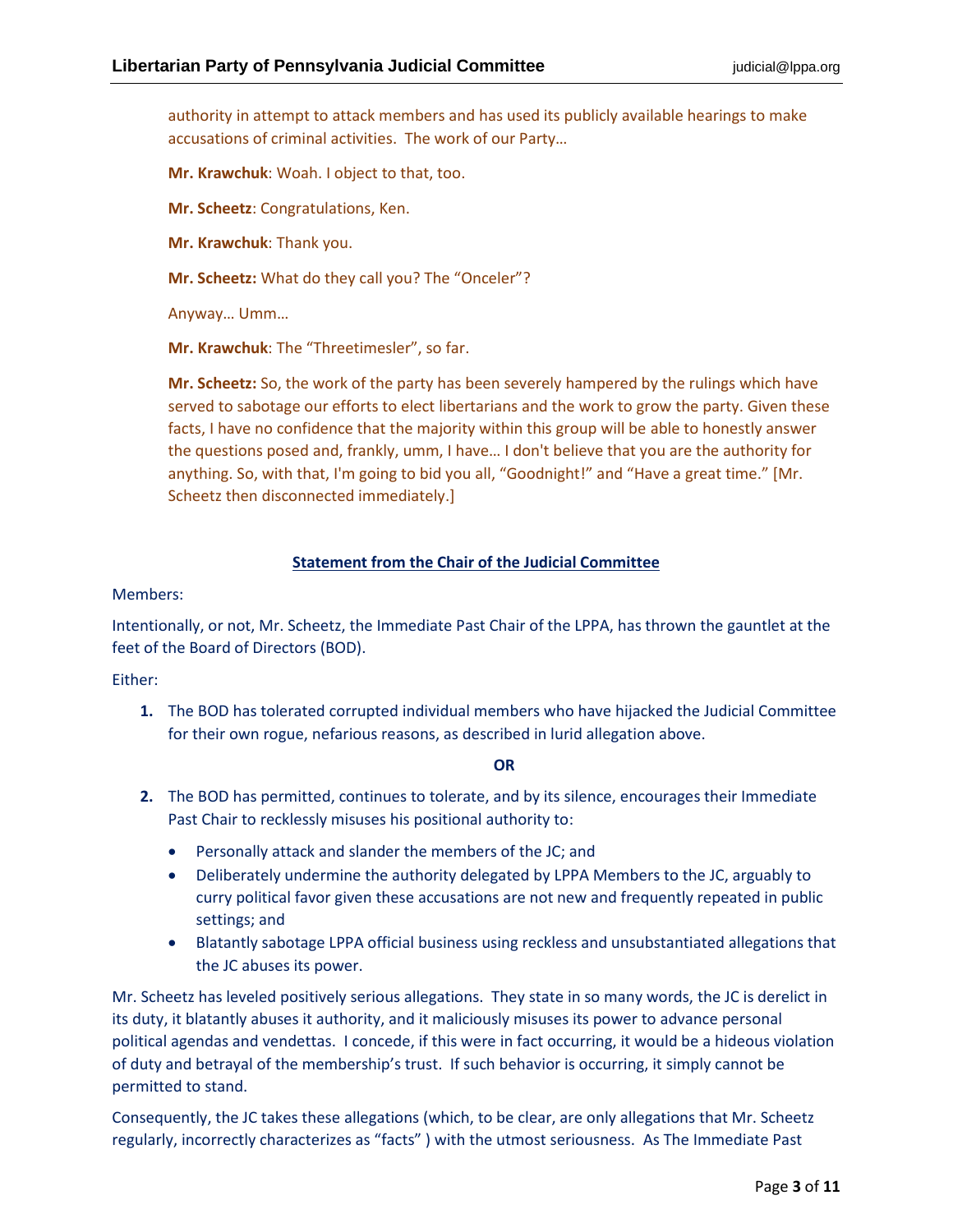authority in attempt to attack members and has used its publicly available hearings to make accusations of criminal activities. The work of our Party…

**Mr. Krawchuk**: Woah. I object to that, too.

**Mr. Scheetz**: Congratulations, Ken.

**Mr. Krawchuk**: Thank you.

**Mr. Scheetz:** What do they call you? The "Onceler"?

Anyway… Umm…

**Mr. Krawchuk**: The "Threetimesler", so far.

**Mr. Scheetz:** So, the work of the party has been severely hampered by the rulings which have served to sabotage our efforts to elect libertarians and the work to grow the party. Given these facts, I have no confidence that the majority within this group will be able to honestly answer the questions posed and, frankly, umm, I have… I don't believe that you are the authority for anything. So, with that, I'm going to bid you all, "Goodnight!" and "Have a great time." [Mr. Scheetz then disconnected immediately.]

## Statement from the Chair of the Judicial Committee

Members:

Intentionally, or not, Mr. Scheetz, the Immediate Past Chair of the LPPA, has thrown the gauntlet at the feet of the Board of Directors (BOD).

Either:

1. The BOD has tolerated corrupted individual members who have hijacked the Judicial Committee for their own rogue, nefarious reasons, as described in lurid allegation above.

**OR**

2. The BOD has permitted, continues to tolerate, and by its silence, encourages their Immediate Past Chair to recklessly misuses his positional authority to:
   - Personally attack and slander the members of the JC; and
   - Deliberately undermine the authority delegated by LPPA Members to the JC, arguably to curry political favor given these accusations are not new and frequently repeated in public settings; and
   - Blatantly sabotage LPPA official business using reckless and unsubstantiated allegations that the JC abuses its power.

Mr. Scheetz has leveled positively serious allegations. They state in so many words, the JC is derelict in its duty, it blatantly abuses it authority, and it maliciously misuses its power to advance personal political agendas and vendettas. I concede, if this were in fact occurring, it would be a hideous violation of duty and betrayal of the membership's trust. If such behavior is occurring, it simply cannot be permitted to stand.

Consequently, the JC takes these allegations (which, to be clear, are only allegations that Mr. Scheetz regularly, incorrectly characterizes as "facts" ) with the utmost seriousness. As The Immediate Past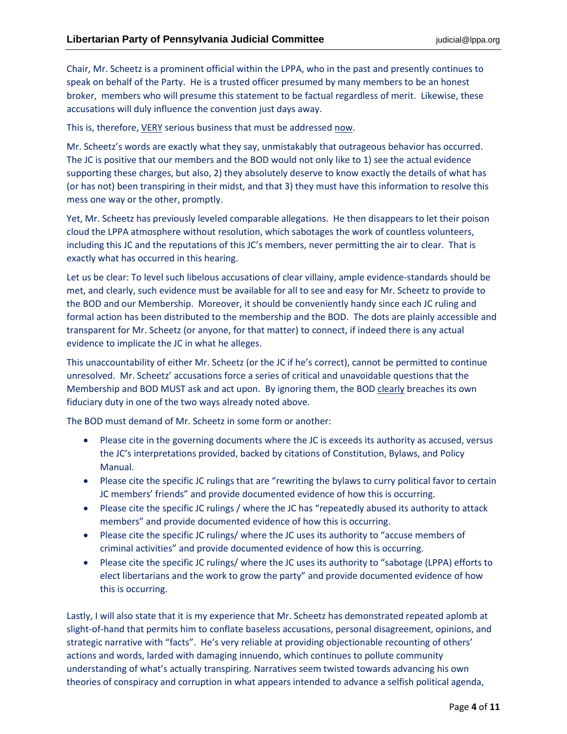Chair, Mr. Scheetz is a prominent official within the LPPA, who in the past and presently continues to speak on behalf of the Party. He is a trusted officer presumed by many members to be an honest broker, members who will presume this statement to be factual regardless of merit. Likewise, these accusations will duly influence the convention just days away.

This is, therefore, <u>VERY</u> serious business that must be addressed <u>now</u>.

Mr. Scheetz's words are exactly what they say, unmistakably that outrageous behavior has occurred. The JC is positive that our members and the BOD would not only like to 1) see the actual evidence supporting these charges, but also, 2) they absolutely deserve to know exactly the details of what has (or has not) been transpiring in their midst, and that 3) they must have this information to resolve this mess one way or the other, promptly.

Yet, Mr. Scheetz has previously leveled comparable allegations. He then disappears to let their poison cloud the LPPA atmosphere without resolution, which sabotages the work of countless volunteers, including this JC and the reputations of this JC's members, never permitting the air to clear. That is exactly what has occurred in this hearing.

Let us be clear: To level such libelous accusations of clear villainy, ample evidence-standards should be met, and clearly, such evidence must be available for all to see and easy for Mr. Scheetz to provide to the BOD and our Membership. Moreover, it should be conveniently handy since each JC ruling and formal action has been distributed to the membership and the BOD. The dots are plainly accessible and transparent for Mr. Scheetz (or anyone, for that matter) to connect, if indeed there is any actual evidence to implicate the JC in what he alleges.

This unaccountability of either Mr. Scheetz (or the JC if he's correct), cannot be permitted to continue unresolved. Mr. Scheetz' accusations force a series of critical and unavoidable questions that the Membership and BOD MUST ask and act upon. By ignoring them, the BOD <u>clearly</u> breaches its own fiduciary duty in one of the two ways already noted above.

The BOD must demand of Mr. Scheetz in some form or another:

- Please cite in the governing documents where the JC is exceeds its authority as accused, versus the JC's interpretations provided, backed by citations of Constitution, Bylaws, and Policy Manual.
- Please cite the specific JC rulings that are "rewriting the bylaws to curry political favor to certain JC members' friends" and provide documented evidence of how this is occurring.
- Please cite the specific JC rulings / where the JC has "repeatedly abused its authority to attack members" and provide documented evidence of how this is occurring.
- Please cite the specific JC rulings/ where the JC uses its authority to "accuse members of criminal activities" and provide documented evidence of how this is occurring.
- Please cite the specific JC rulings/ where the JC uses its authority to "sabotage (LPPA) efforts to elect libertarians and the work to grow the party" and provide documented evidence of how this is occurring.

Lastly, I will also state that it is my experience that Mr. Scheetz has demonstrated repeated aplomb at slight-of-hand that permits him to conflate baseless accusations, personal disagreement, opinions, and strategic narrative with "facts". He's very reliable at providing objectionable recounting of others' actions and words, larded with damaging innuendo, which continues to pollute community understanding of what's actually transpiring. Narratives seem twisted towards advancing his own theories of conspiracy and corruption in what appears intended to advance a selfish political agenda,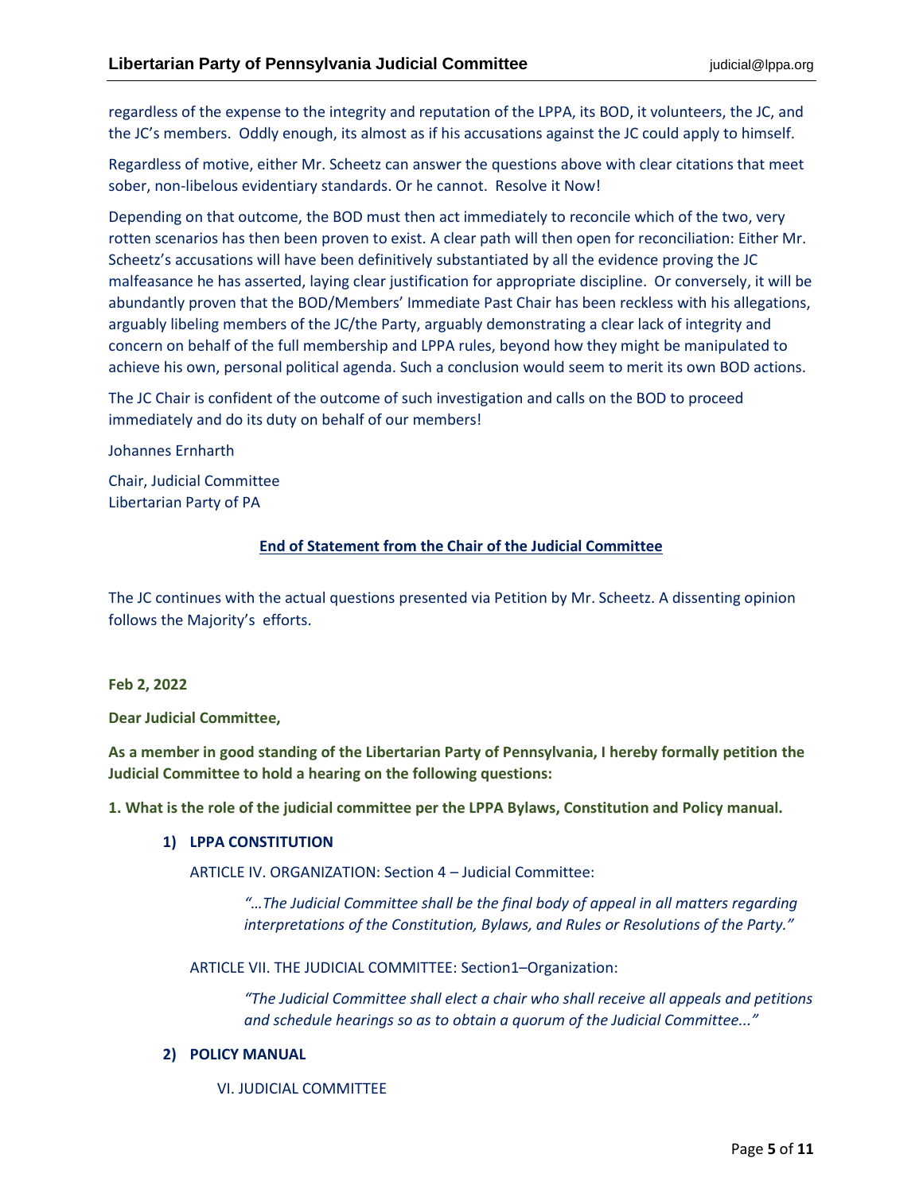regardless of the expense to the integrity and reputation of the LPPA, its BOD, it volunteers, the JC, and the JC's members. Oddly enough, its almost as if his accusations against the JC could apply to himself.

Regardless of motive, either Mr. Scheetz can answer the questions above with clear citations that meet sober, non-libelous evidentiary standards. Or he cannot. Resolve it Now!

Depending on that outcome, the BOD must then act immediately to reconcile which of the two, very rotten scenarios has then been proven to exist. A clear path will then open for reconciliation: Either Mr. Scheetz's accusations will have been definitively substantiated by all the evidence proving the JC malfeasance he has asserted, laying clear justification for appropriate discipline. Or conversely, it will be abundantly proven that the BOD/Members' Immediate Past Chair has been reckless with his allegations, arguably libeling members of the JC/the Party, arguably demonstrating a clear lack of integrity and concern on behalf of the full membership and LPPA rules, beyond how they might be manipulated to achieve his own, personal political agenda. Such a conclusion would seem to merit its own BOD actions.

The JC Chair is confident of the outcome of such investigation and calls on the BOD to proceed immediately and do its duty on behalf of our members!

Johannes Ernharth

Chair, Judicial Committee
Libertarian Party of PA

**End of Statement from the Chair of the Judicial Committee**

The JC continues with the actual questions presented via Petition by Mr. Scheetz. A dissenting opinion follows the Majority's efforts.

**Feb 2, 2022**

**Dear Judicial Committee,**

**As a member in good standing of the Libertarian Party of Pennsylvania, I hereby formally petition the Judicial Committee to hold a hearing on the following questions:**

**1. What is the role of the judicial committee per the LPPA Bylaws, Constitution and Policy manual.**

**1) LPPA CONSTITUTION**

ARTICLE IV. ORGANIZATION: Section 4 – Judicial Committee:

> *"…The Judicial Committee shall be the final body of appeal in all matters regarding interpretations of the Constitution, Bylaws, and Rules or Resolutions of the Party."*

ARTICLE VII. THE JUDICIAL COMMITTEE: Section1–Organization:

> *"The Judicial Committee shall elect a chair who shall receive all appeals and petitions and schedule hearings so as to obtain a quorum of the Judicial Committee..."*

**2) POLICY MANUAL**

VI. JUDICIAL COMMITTEE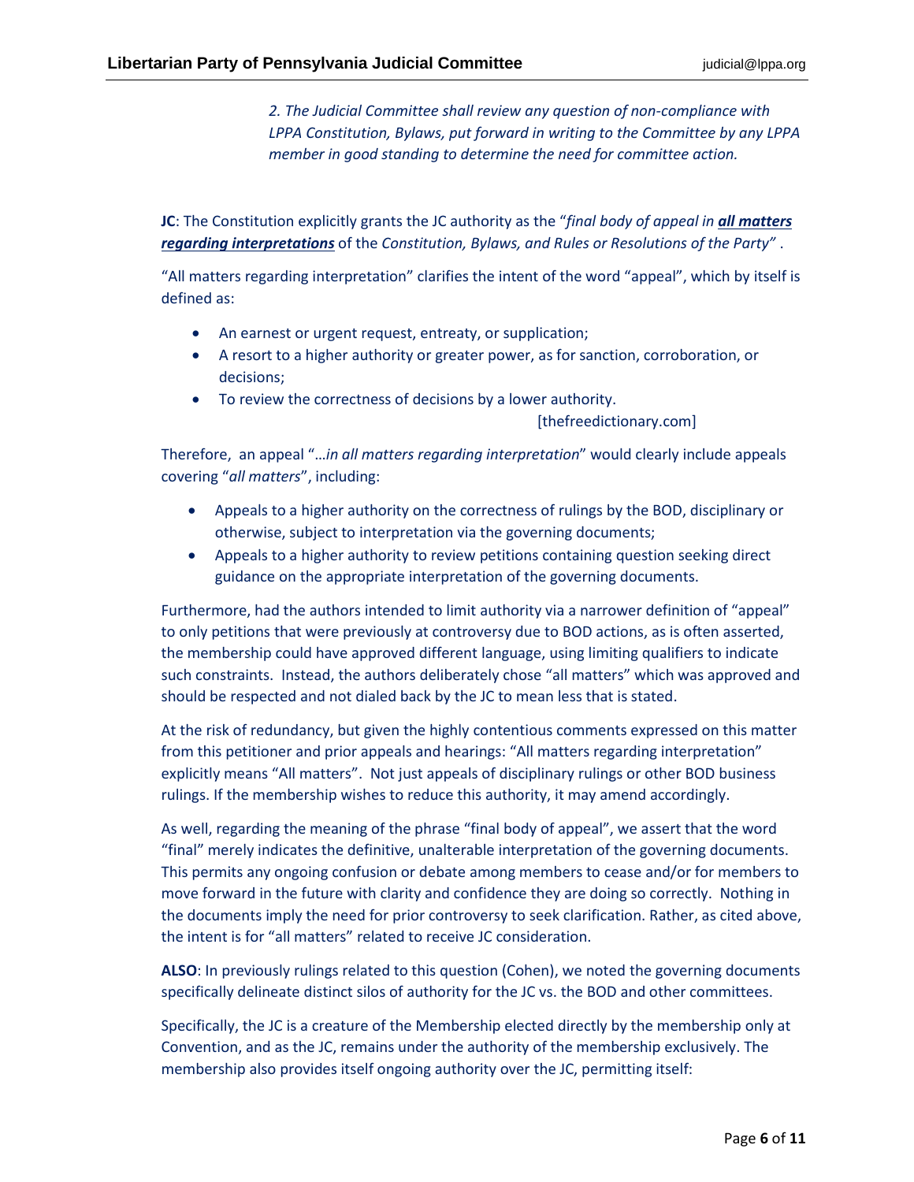*2. The Judicial Committee shall review any question of non-compliance with LPPA Constitution, Bylaws, put forward in writing to the Committee by any LPPA member in good standing to determine the need for committee action.*

**JC**: The Constitution explicitly grants the JC authority as the "*final body of appeal in **all matters regarding interpretations*** of the *Constitution, Bylaws, and Rules or Resolutions of the Party"* .

"All matters regarding interpretation" clarifies the intent of the word "appeal", which by itself is defined as:

- An earnest or urgent request, entreaty, or supplication;
- A resort to a higher authority or greater power, as for sanction, corroboration, or decisions;
- To review the correctness of decisions by a lower authority.

[thefreedictionary.com]

Therefore, an appeal "…*in all matters regarding interpretation*" would clearly include appeals covering "*all matters*", including:

- Appeals to a higher authority on the correctness of rulings by the BOD, disciplinary or otherwise, subject to interpretation via the governing documents;
- Appeals to a higher authority to review petitions containing question seeking direct guidance on the appropriate interpretation of the governing documents.

Furthermore, had the authors intended to limit authority via a narrower definition of "appeal" to only petitions that were previously at controversy due to BOD actions, as is often asserted, the membership could have approved different language, using limiting qualifiers to indicate such constraints. Instead, the authors deliberately chose "all matters" which was approved and should be respected and not dialed back by the JC to mean less that is stated.

At the risk of redundancy, but given the highly contentious comments expressed on this matter from this petitioner and prior appeals and hearings: "All matters regarding interpretation" explicitly means "All matters". Not just appeals of disciplinary rulings or other BOD business rulings. If the membership wishes to reduce this authority, it may amend accordingly.

As well, regarding the meaning of the phrase "final body of appeal", we assert that the word "final" merely indicates the definitive, unalterable interpretation of the governing documents. This permits any ongoing confusion or debate among members to cease and/or for members to move forward in the future with clarity and confidence they are doing so correctly. Nothing in the documents imply the need for prior controversy to seek clarification. Rather, as cited above, the intent is for "all matters" related to receive JC consideration.

**ALSO**: In previously rulings related to this question (Cohen), we noted the governing documents specifically delineate distinct silos of authority for the JC vs. the BOD and other committees.

Specifically, the JC is a creature of the Membership elected directly by the membership only at Convention, and as the JC, remains under the authority of the membership exclusively. The membership also provides itself ongoing authority over the JC, permitting itself: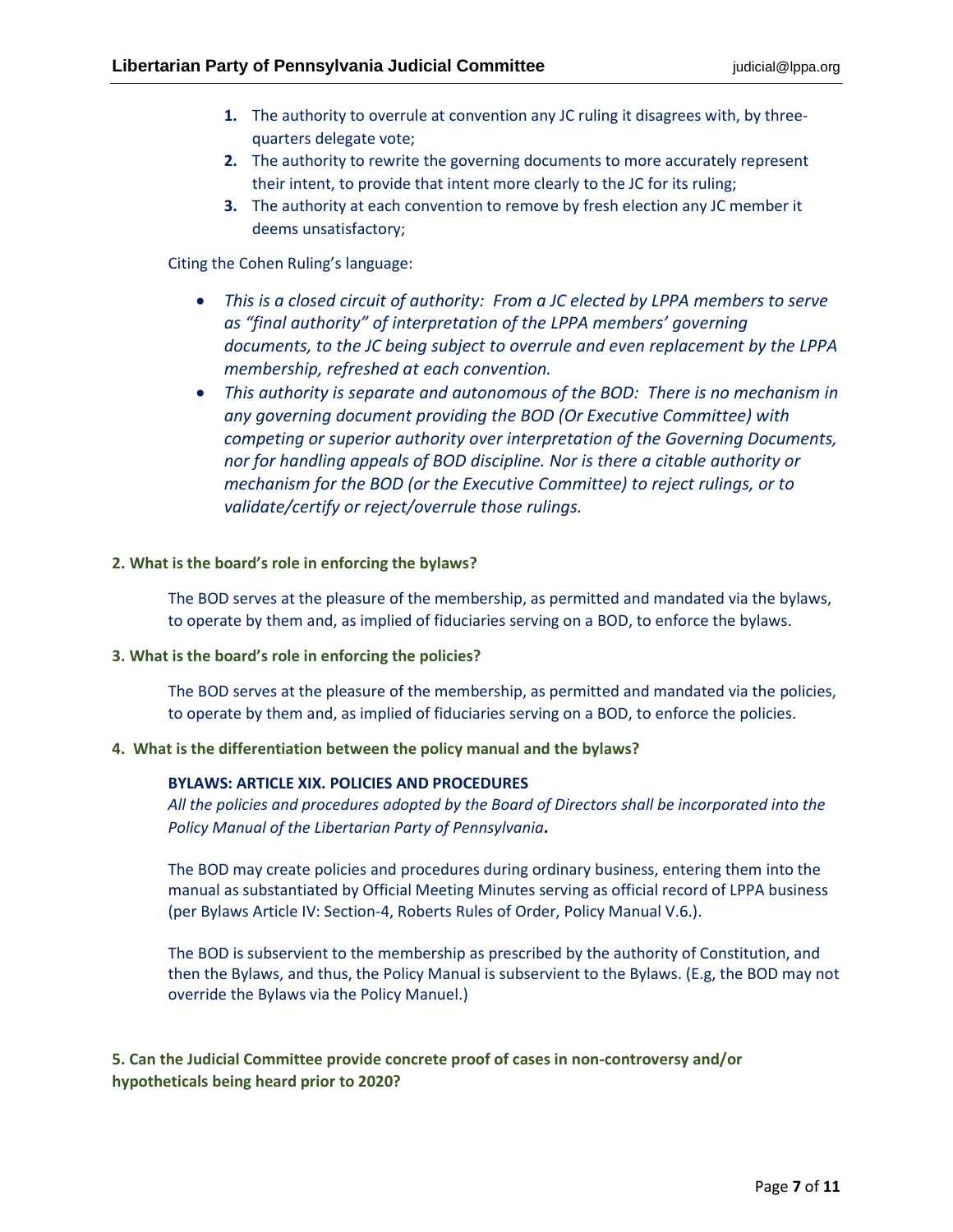1. The authority to overrule at convention any JC ruling it disagrees with, by three-quarters delegate vote;
2. The authority to rewrite the governing documents to more accurately represent their intent, to provide that intent more clearly to the JC for its ruling;
3. The authority at each convention to remove by fresh election any JC member it deems unsatisfactory;

Citing the Cohen Ruling's language:

- *This is a closed circuit of authority: From a JC elected by LPPA members to serve as "final authority" of interpretation of the LPPA members' governing documents, to the JC being subject to overrule and even replacement by the LPPA membership, refreshed at each convention.*
- *This authority is separate and autonomous of the BOD: There is no mechanism in any governing document providing the BOD (Or Executive Committee) with competing or superior authority over interpretation of the Governing Documents, nor for handling appeals of BOD discipline. Nor is there a citable authority or mechanism for the BOD (or the Executive Committee) to reject rulings, or to validate/certify or reject/overrule those rulings.*

**2. What is the board's role in enforcing the bylaws?**

The BOD serves at the pleasure of the membership, as permitted and mandated via the bylaws, to operate by them and, as implied of fiduciaries serving on a BOD, to enforce the bylaws.

**3. What is the board's role in enforcing the policies?**

The BOD serves at the pleasure of the membership, as permitted and mandated via the policies, to operate by them and, as implied of fiduciaries serving on a BOD, to enforce the policies.

**4. What is the differentiation between the policy manual and the bylaws?**

**BYLAWS: ARTICLE XIX. POLICIES AND PROCEDURES**
*All the policies and procedures adopted by the Board of Directors shall be incorporated into the Policy Manual of the Libertarian Party of Pennsylvania**.***

The BOD may create policies and procedures during ordinary business, entering them into the manual as substantiated by Official Meeting Minutes serving as official record of LPPA business (per Bylaws Article IV: Section-4, Roberts Rules of Order, Policy Manual V.6.).

The BOD is subservient to the membership as prescribed by the authority of Constitution, and then the Bylaws, and thus, the Policy Manual is subservient to the Bylaws. (E.g, the BOD may not override the Bylaws via the Policy Manuel.)

**5. Can the Judicial Committee provide concrete proof of cases in non-controversy and/or hypotheticals being heard prior to 2020?**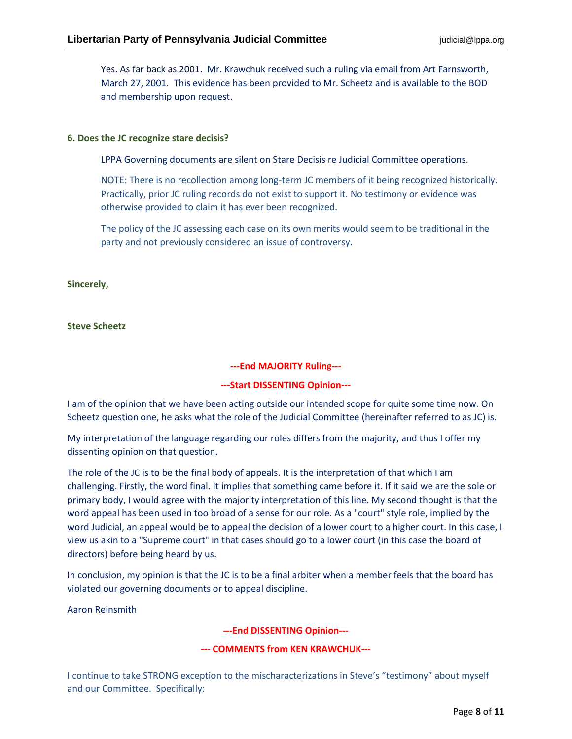Yes. As far back as 2001. Mr. Krawchuk received such a ruling via email from Art Farnsworth, March 27, 2001. This evidence has been provided to Mr. Scheetz and is available to the BOD and membership upon request.

**6. Does the JC recognize stare decisis?**

LPPA Governing documents are silent on Stare Decisis re Judicial Committee operations.

NOTE: There is no recollection among long-term JC members of it being recognized historically. Practically, prior JC ruling records do not exist to support it. No testimony or evidence was otherwise provided to claim it has ever been recognized.

The policy of the JC assessing each case on its own merits would seem to be traditional in the party and not previously considered an issue of controversy.

**Sincerely,**

**Steve Scheetz**

**---End MAJORITY Ruling---**

**---Start DISSENTING Opinion---**

I am of the opinion that we have been acting outside our intended scope for quite some time now. On Scheetz question one, he asks what the role of the Judicial Committee (hereinafter referred to as JC) is.

My interpretation of the language regarding our roles differs from the majority, and thus I offer my dissenting opinion on that question.

The role of the JC is to be the final body of appeals. It is the interpretation of that which I am challenging. Firstly, the word final. It implies that something came before it. If it said we are the sole or primary body, I would agree with the majority interpretation of this line. My second thought is that the word appeal has been used in too broad of a sense for our role. As a "court" style role, implied by the word Judicial, an appeal would be to appeal the decision of a lower court to a higher court. In this case, I view us akin to a "Supreme court" in that cases should go to a lower court (in this case the board of directors) before being heard by us.

In conclusion, my opinion is that the JC is to be a final arbiter when a member feels that the board has violated our governing documents or to appeal discipline.

Aaron Reinsmith

**---End DISSENTING Opinion---**

**--- COMMENTS from KEN KRAWCHUK---**

I continue to take STRONG exception to the mischaracterizations in Steve's "testimony" about myself and our Committee. Specifically: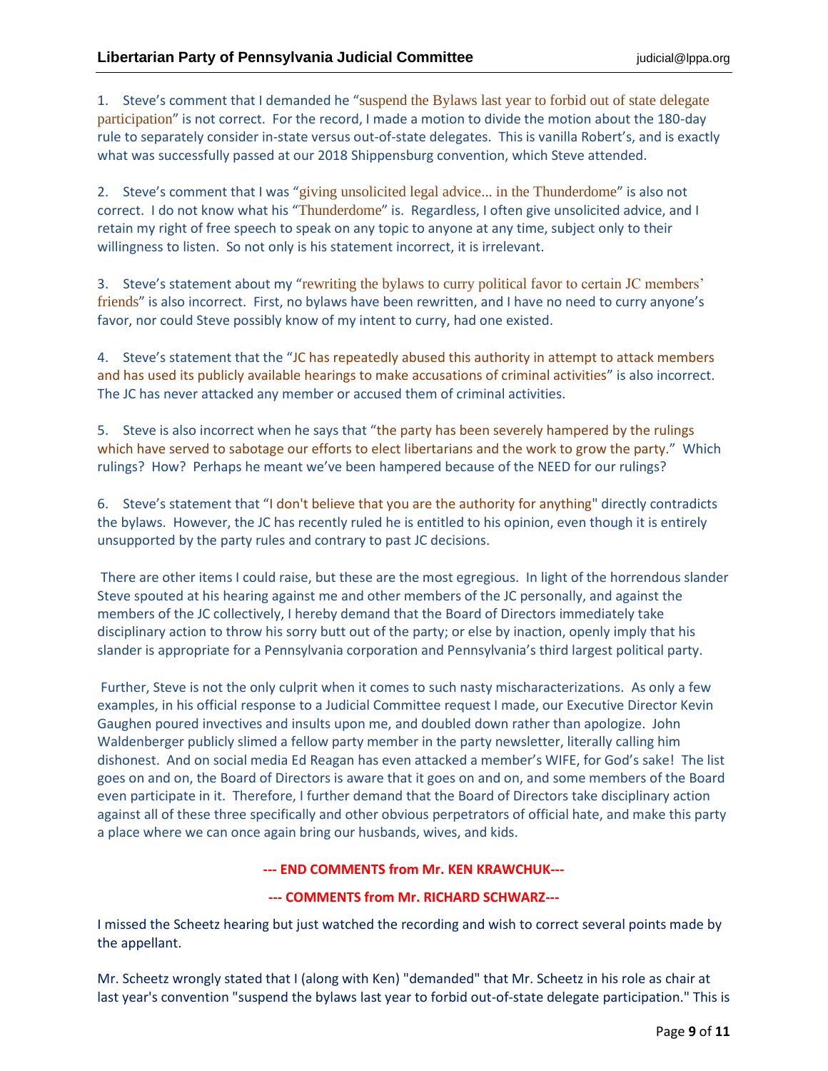1. Steve's comment that I demanded he "suspend the Bylaws last year to forbid out of state delegate participation" is not correct. For the record, I made a motion to divide the motion about the 180-day rule to separately consider in-state versus out-of-state delegates. This is vanilla Robert's, and is exactly what was successfully passed at our 2018 Shippensburg convention, which Steve attended.

2. Steve's comment that I was "giving unsolicited legal advice... in the Thunderdome" is also not correct. I do not know what his "Thunderdome" is. Regardless, I often give unsolicited advice, and I retain my right of free speech to speak on any topic to anyone at any time, subject only to their willingness to listen. So not only is his statement incorrect, it is irrelevant.

3. Steve's statement about my "rewriting the bylaws to curry political favor to certain JC members' friends" is also incorrect. First, no bylaws have been rewritten, and I have no need to curry anyone's favor, nor could Steve possibly know of my intent to curry, had one existed.

4. Steve's statement that the "JC has repeatedly abused this authority in attempt to attack members and has used its publicly available hearings to make accusations of criminal activities" is also incorrect. The JC has never attacked any member or accused them of criminal activities.

5. Steve is also incorrect when he says that "the party has been severely hampered by the rulings which have served to sabotage our efforts to elect libertarians and the work to grow the party." Which rulings? How? Perhaps he meant we've been hampered because of the NEED for our rulings?

6. Steve's statement that "I don't believe that you are the authority for anything" directly contradicts the bylaws. However, the JC has recently ruled he is entitled to his opinion, even though it is entirely unsupported by the party rules and contrary to past JC decisions.

There are other items I could raise, but these are the most egregious. In light of the horrendous slander Steve spouted at his hearing against me and other members of the JC personally, and against the members of the JC collectively, I hereby demand that the Board of Directors immediately take disciplinary action to throw his sorry butt out of the party; or else by inaction, openly imply that his slander is appropriate for a Pennsylvania corporation and Pennsylvania's third largest political party.

Further, Steve is not the only culprit when it comes to such nasty mischaracterizations. As only a few examples, in his official response to a Judicial Committee request I made, our Executive Director Kevin Gaughen poured invectives and insults upon me, and doubled down rather than apologize. John Waldenberger publicly slimed a fellow party member in the party newsletter, literally calling him dishonest. And on social media Ed Reagan has even attacked a member's WIFE, for God's sake! The list goes on and on, the Board of Directors is aware that it goes on and on, and some members of the Board even participate in it. Therefore, I further demand that the Board of Directors take disciplinary action against all of these three specifically and other obvious perpetrators of official hate, and make this party a place where we can once again bring our husbands, wives, and kids.

**--- END COMMENTS from Mr. KEN KRAWCHUK---**

**--- COMMENTS from Mr. RICHARD SCHWARZ---**

I missed the Scheetz hearing but just watched the recording and wish to correct several points made by the appellant.

Mr. Scheetz wrongly stated that I (along with Ken) "demanded" that Mr. Scheetz in his role as chair at last year's convention "suspend the bylaws last year to forbid out-of-state delegate participation." This is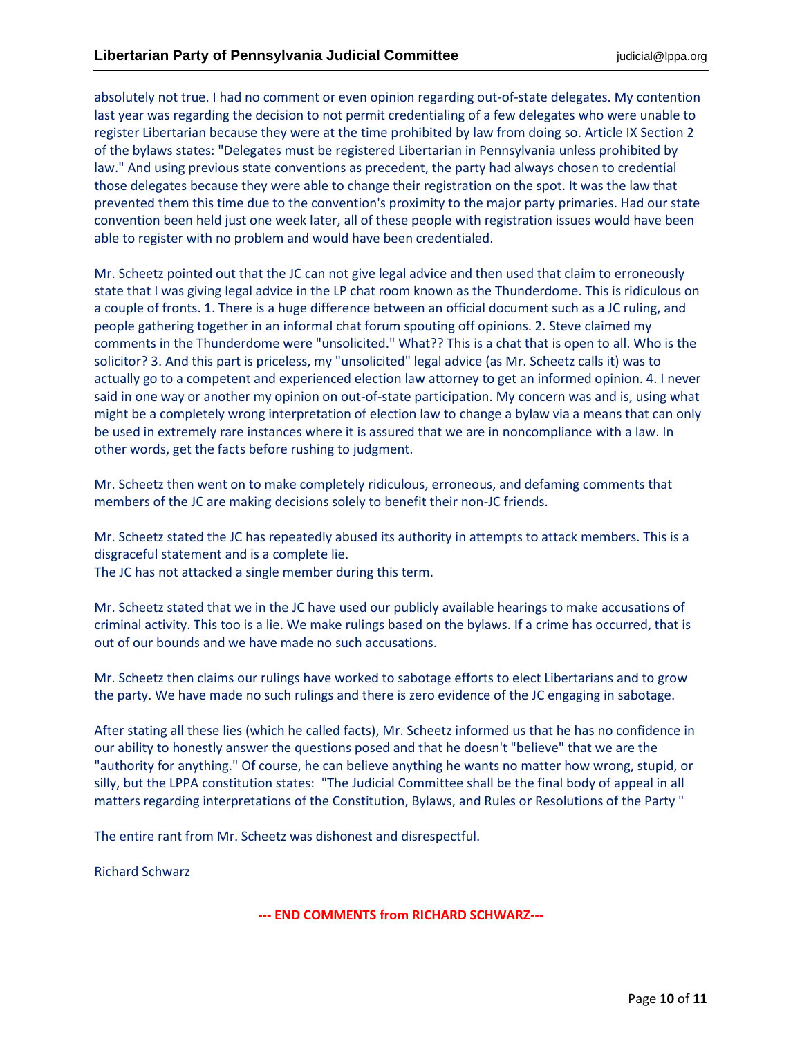absolutely not true. I had no comment or even opinion regarding out-of-state delegates. My contention last year was regarding the decision to not permit credentialing of a few delegates who were unable to register Libertarian because they were at the time prohibited by law from doing so. Article IX Section 2 of the bylaws states: "Delegates must be registered Libertarian in Pennsylvania unless prohibited by law." And using previous state conventions as precedent, the party had always chosen to credential those delegates because they were able to change their registration on the spot. It was the law that prevented them this time due to the convention's proximity to the major party primaries. Had our state convention been held just one week later, all of these people with registration issues would have been able to register with no problem and would have been credentialed.

Mr. Scheetz pointed out that the JC can not give legal advice and then used that claim to erroneously state that I was giving legal advice in the LP chat room known as the Thunderdome. This is ridiculous on a couple of fronts. 1. There is a huge difference between an official document such as a JC ruling, and people gathering together in an informal chat forum spouting off opinions. 2. Steve claimed my comments in the Thunderdome were "unsolicited." What?? This is a chat that is open to all. Who is the solicitor? 3. And this part is priceless, my "unsolicited" legal advice (as Mr. Scheetz calls it) was to actually go to a competent and experienced election law attorney to get an informed opinion. 4. I never said in one way or another my opinion on out-of-state participation. My concern was and is, using what might be a completely wrong interpretation of election law to change a bylaw via a means that can only be used in extremely rare instances where it is assured that we are in noncompliance with a law. In other words, get the facts before rushing to judgment.

Mr. Scheetz then went on to make completely ridiculous, erroneous, and defaming comments that members of the JC are making decisions solely to benefit their non-JC friends.

Mr. Scheetz stated the JC has repeatedly abused its authority in attempts to attack members. This is a disgraceful statement and is a complete lie.
The JC has not attacked a single member during this term.

Mr. Scheetz stated that we in the JC have used our publicly available hearings to make accusations of criminal activity. This too is a lie. We make rulings based on the bylaws. If a crime has occurred, that is out of our bounds and we have made no such accusations.

Mr. Scheetz then claims our rulings have worked to sabotage efforts to elect Libertarians and to grow the party. We have made no such rulings and there is zero evidence of the JC engaging in sabotage.

After stating all these lies (which he called facts), Mr. Scheetz informed us that he has no confidence in our ability to honestly answer the questions posed and that he doesn't "believe" that we are the "authority for anything." Of course, he can believe anything he wants no matter how wrong, stupid, or silly, but the LPPA constitution states: "The Judicial Committee shall be the final body of appeal in all matters regarding interpretations of the Constitution, Bylaws, and Rules or Resolutions of the Party "

The entire rant from Mr. Scheetz was dishonest and disrespectful.

Richard Schwarz

**--- END COMMENTS from RICHARD SCHWARZ---**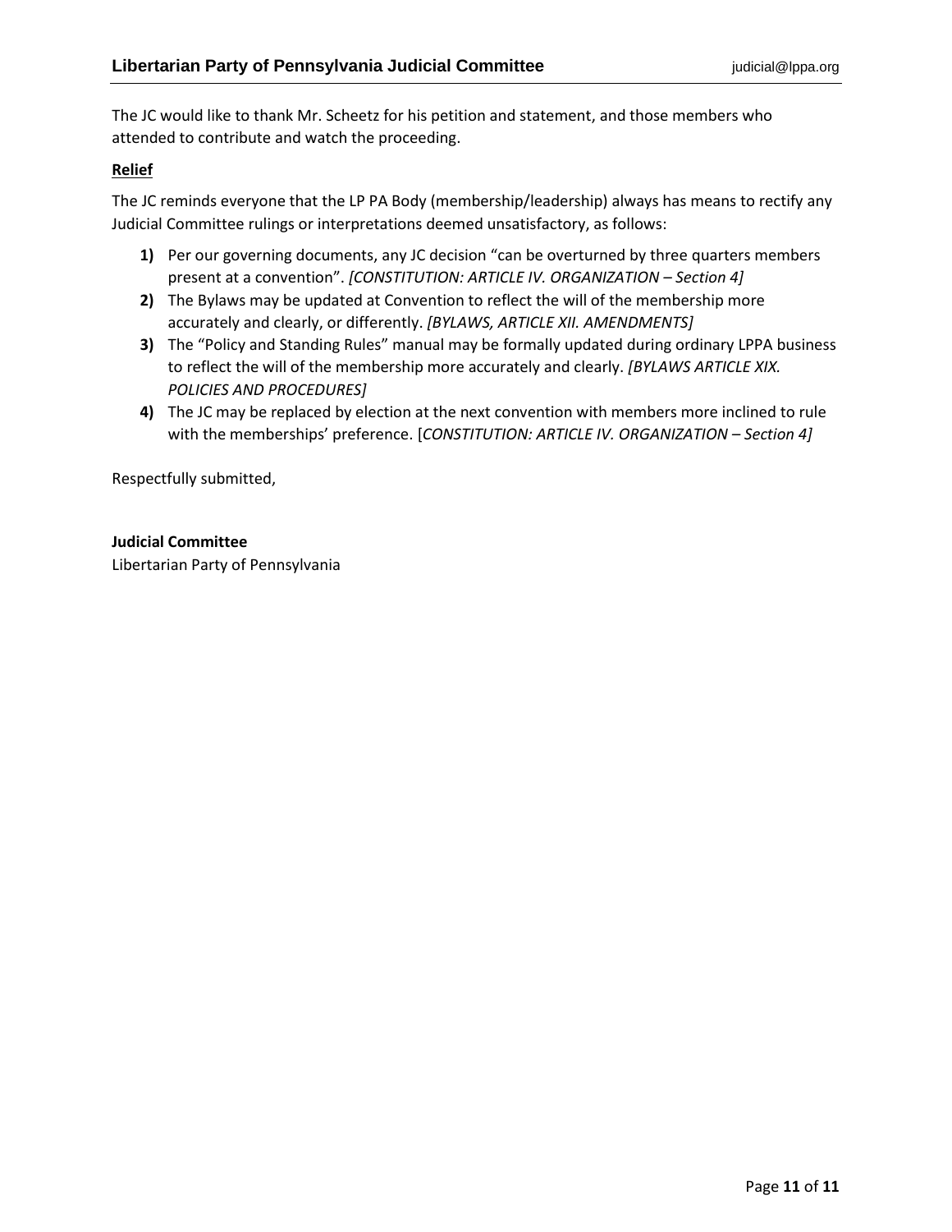The JC would like to thank Mr. Scheetz for his petition and statement, and those members who attended to contribute and watch the proceeding.

**Relief**

The JC reminds everyone that the LP PA Body (membership/leadership) always has means to rectify any Judicial Committee rulings or interpretations deemed unsatisfactory, as follows:

1) Per our governing documents, any JC decision "can be overturned by three quarters members present at a convention". *[CONSTITUTION: ARTICLE IV. ORGANIZATION – Section 4]*
2) The Bylaws may be updated at Convention to reflect the will of the membership more accurately and clearly, or differently. *[BYLAWS, ARTICLE XII. AMENDMENTS]*
3) The "Policy and Standing Rules" manual may be formally updated during ordinary LPPA business to reflect the will of the membership more accurately and clearly. *[BYLAWS ARTICLE XIX. POLICIES AND PROCEDURES]*
4) The JC may be replaced by election at the next convention with members more inclined to rule with the memberships' preference. [*CONSTITUTION: ARTICLE IV. ORGANIZATION – Section 4]*

Respectfully submitted,

**Judicial Committee**
Libertarian Party of Pennsylvania